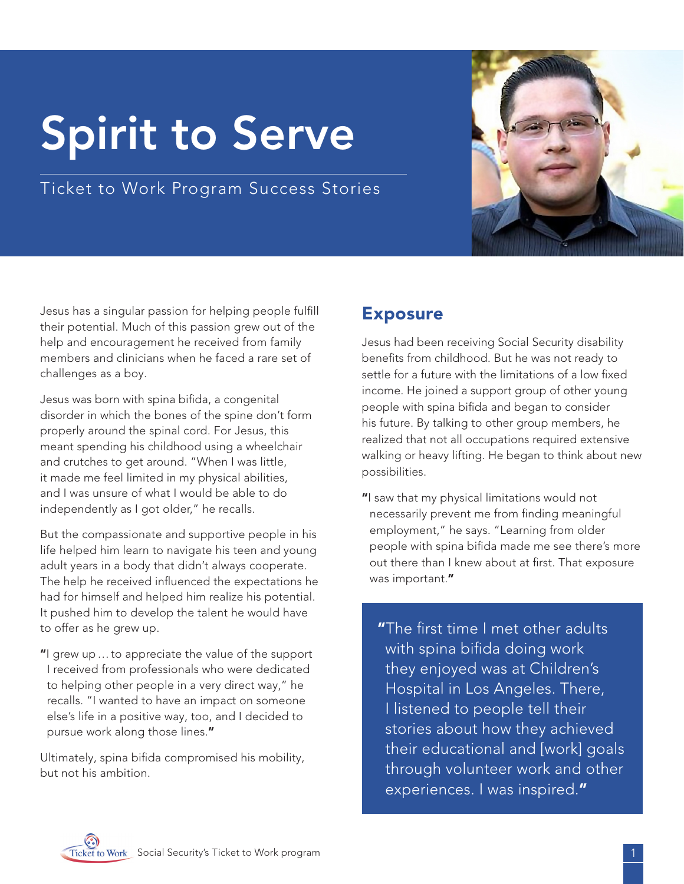# Spirit to Serve

Ticket to Work Program Success Stories

Jesus has a singular passion for helping people fulfill their potential. Much of this passion grew out of the help and encouragement he received from family members and clinicians when he faced a rare set of challenges as a boy.

Jesus was born with spina bifida, a congenital disorder in which the bones of the spine don't form properly around the spinal cord. For Jesus, this meant spending his childhood using a wheelchair and crutches to get around. "When I was little, it made me feel limited in my physical abilities, and I was unsure of what I would be able to do independently as I got older," he recalls.

But the compassionate and supportive people in his life helped him learn to navigate his teen and young adult years in a body that didn't always cooperate. The help he received influenced the expectations he had for himself and helped him realize his potential. It pushed him to develop the talent he would have to offer as he grew up.

"I grew up … to appreciate the value of the support I received from professionals who were dedicated to helping other people in a very direct way," he recalls. "I wanted to have an impact on someone else's life in a positive way, too, and I decided to pursue work along those lines."

Ultimately, spina bifida compromised his mobility, but not his ambition.

## Exposure

Jesus had been receiving Social Security disability benefits from childhood. But he was not ready to settle for a future with the limitations of a low fixed income. He joined a support group of other young people with spina bifida and began to consider his future. By talking to other group members, he realized that not all occupations required extensive walking or heavy lifting. He began to think about new possibilities.

"I saw that my physical limitations would not necessarily prevent me from finding meaningful employment," he says. "Learning from older people with spina bifida made me see there's more out there than I knew about at first. That exposure was important."

"The first time I met other adults with spina bifida doing work they enjoyed was at Children's Hospital in Los Angeles. There, I listened to people tell their stories about how they achieved their educational and [work] goals through volunteer work and other experiences. I was inspired."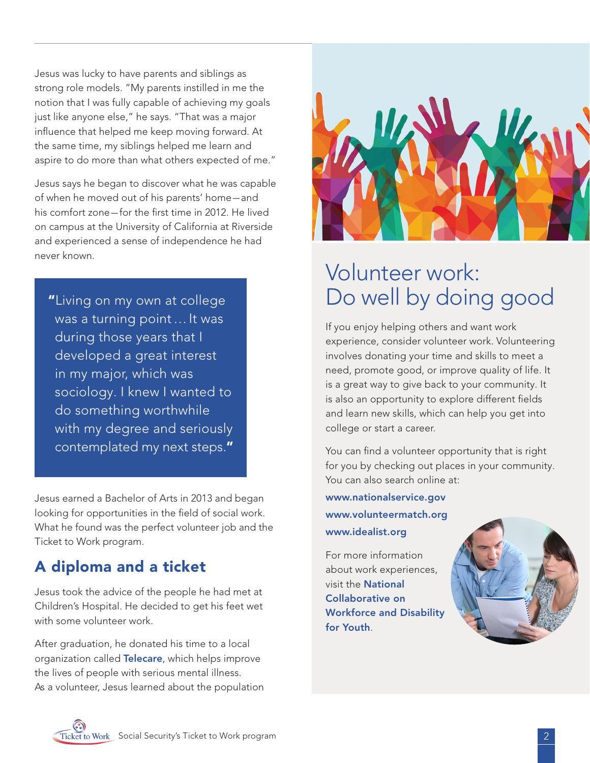Jesus was lucky to have parents and siblings as strong role models. "My parents instilled in me the notion that I was fully capable of achieving my goals just like anyone else," he says. "That was a major influence that helped me keep moving forward. At the same time, my siblings helped me learn and aspire to do more than what others expected of me."

Jesus says he began to discover what he was capable of when he moved out of his parents' home—and his comfort zone—for the first time in 2012. He lived on campus at the University of California at Riverside and experienced a sense of independence he had never known.

> "Living on my own at college was a turning point… It was during those years that I developed a great interest in my major, which was sociology. I knew I wanted to do something worthwhile with my degree and seriously contemplated my next steps."

Jesus earned a Bachelor of Arts in 2013 and began looking for opportunities in the field of social work. What he found was the perfect volunteer job and the Ticket to Work program.

## A diploma and a ticket

Jesus took the advice of the people he had met at Children's Hospital. He decided to get his feet wet with some volunteer work.

After graduation, he donated his time to a local organization called **Telecare**, which helps improve the lives of people with serious mental illness. As a volunteer, Jesus learned about the population

## Volunteer work: Do well by doing good

If you enjoy helping others and want work experience, consider volunteer work. Volunteering involves donating your time and skills to meet a need, promote good, or improve quality of life. It is a great way to give back to your community. It is also an opportunity to explore different fields and learn new skills, which can help you get into college or start a career.

You can find a volunteer opportunity that is right for you by checking out places in your community. You can also search online at:

**www.nationalservice.gov**

**www.volunteermatch.org**

**www.idealist.org**

For more information about work experiences, visit the **National Collaborative on Workforce and Disability for Youth**.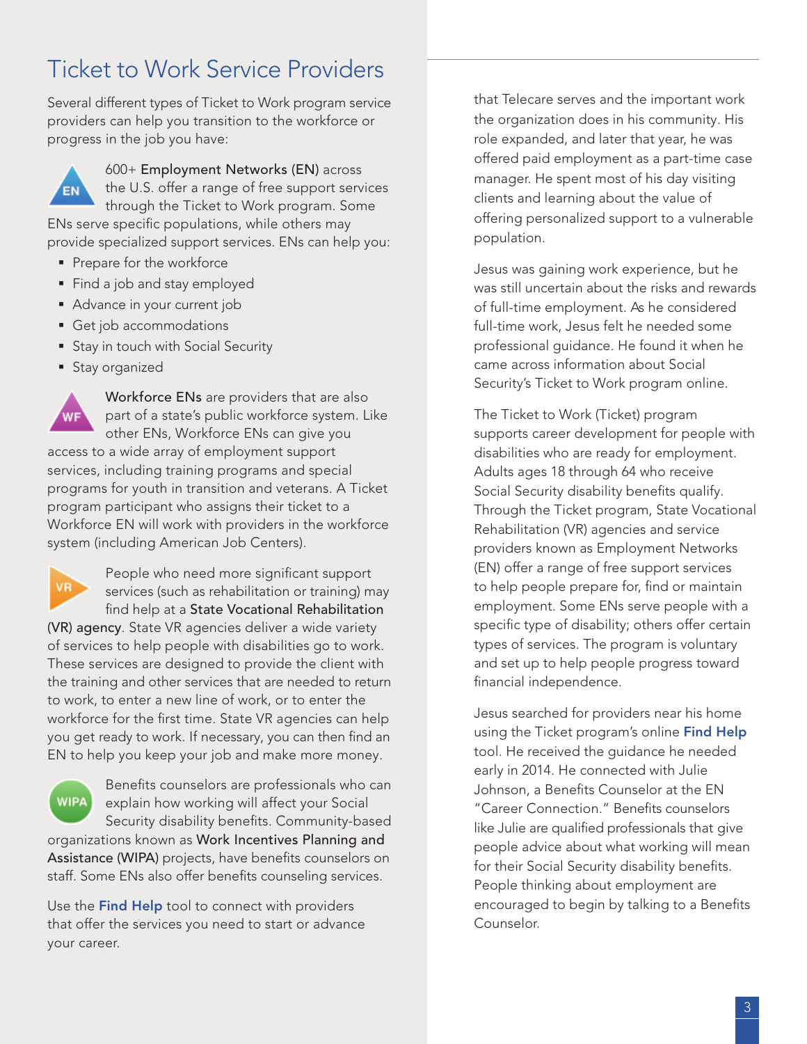# Ticket to Work Service Providers

Several different types of Ticket to Work program service providers can help you transition to the workforce or progress in the job you have:

EN

600+ **Employment Networks (EN)** across the U.S. offer a range of free support services through the Ticket to Work program. Some ENs serve specific populations, while others may provide specialized support services. ENs can help you:

- Prepare for the workforce
- Find a job and stay employed
- Advance in your current job
- Get job accommodations
- Stay in touch with Social Security
- Stay organized

WF

**Workforce ENs** are providers that are also part of a state's public workforce system. Like other ENs, Workforce ENs can give you access to a wide array of employment support services, including training programs and special programs for youth in transition and veterans. A Ticket program participant who assigns their ticket to a Workforce EN will work with providers in the workforce system (including American Job Centers).

VR

People who need more significant support services (such as rehabilitation or training) may find help at a **State Vocational Rehabilitation (VR) agency**. State VR agencies deliver a wide variety of services to help people with disabilities go to work. These services are designed to provide the client with the training and other services that are needed to return to work, to enter a new line of work, or to enter the workforce for the first time. State VR agencies can help you get ready to work. If necessary, you can then find an EN to help you keep your job and make more money.

WIPA

Benefits counselors are professionals who can explain how working will affect your Social Security disability benefits. Community-based organizations known as **Work Incentives Planning and Assistance (WIPA)** projects, have benefits counselors on staff. Some ENs also offer benefits counseling services.

Use the **Find Help** tool to connect with providers that offer the services you need to start or advance your career.

that Telecare serves and the important work the organization does in his community. His role expanded, and later that year, he was offered paid employment as a part-time case manager. He spent most of his day visiting clients and learning about the value of offering personalized support to a vulnerable population.

Jesus was gaining work experience, but he was still uncertain about the risks and rewards of full-time employment. As he considered full-time work, Jesus felt he needed some professional guidance. He found it when he came across information about Social Security's Ticket to Work program online.

The Ticket to Work (Ticket) program supports career development for people with disabilities who are ready for employment. Adults ages 18 through 64 who receive Social Security disability benefits qualify. Through the Ticket program, State Vocational Rehabilitation (VR) agencies and service providers known as Employment Networks (EN) offer a range of free support services to help people prepare for, find or maintain employment. Some ENs serve people with a specific type of disability; others offer certain types of services. The program is voluntary and set up to help people progress toward financial independence.

Jesus searched for providers near his home using the Ticket program's online **Find Help** tool. He received the guidance he needed early in 2014. He connected with Julie Johnson, a Benefits Counselor at the EN "Career Connection." Benefits counselors like Julie are qualified professionals that give people advice about what working will mean for their Social Security disability benefits. People thinking about employment are encouraged to begin by talking to a Benefits Counselor.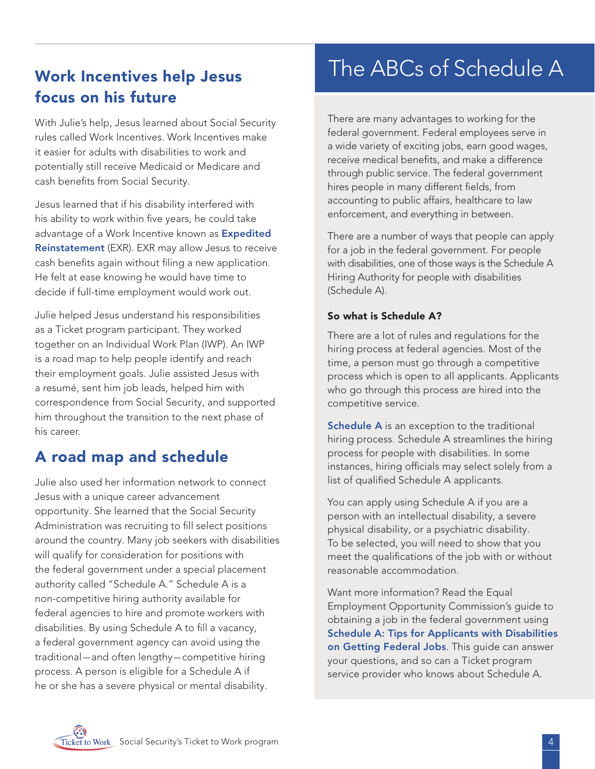## Work Incentives help Jesus focus on his future

With Julie's help, Jesus learned about Social Security rules called Work Incentives. Work Incentives make it easier for adults with disabilities to work and potentially still receive Medicaid or Medicare and cash benefits from Social Security.

Jesus learned that if his disability interfered with his ability to work within five years, he could take advantage of a Work Incentive known as **Expedited Reinstatement** (EXR). EXR may allow Jesus to receive cash benefits again without filing a new application. He felt at ease knowing he would have time to decide if full-time employment would work out.

Julie helped Jesus understand his responsibilities as a Ticket program participant. They worked together on an Individual Work Plan (IWP). An IWP is a road map to help people identify and reach their employment goals. Julie assisted Jesus with a resumé, sent him job leads, helped him with correspondence from Social Security, and supported him throughout the transition to the next phase of his career.

## A road map and schedule

Julie also used her information network to connect Jesus with a unique career advancement opportunity. She learned that the Social Security Administration was recruiting to fill select positions around the country. Many job seekers with disabilities will qualify for consideration for positions with the federal government under a special placement authority called "Schedule A." Schedule A is a non-competitive hiring authority available for federal agencies to hire and promote workers with disabilities. By using Schedule A to fill a vacancy, a federal government agency can avoid using the traditional—and often lengthy—competitive hiring process. A person is eligible for a Schedule A if he or she has a severe physical or mental disability.

# The ABCs of Schedule A

There are many advantages to working for the federal government. Federal employees serve in a wide variety of exciting jobs, earn good wages, receive medical benefits, and make a difference through public service. The federal government hires people in many different fields, from accounting to public affairs, healthcare to law enforcement, and everything in between.

There are a number of ways that people can apply for a job in the federal government. For people with disabilities, one of those ways is the Schedule A Hiring Authority for people with disabilities (Schedule A).

**So what is Schedule A?**

There are a lot of rules and regulations for the hiring process at federal agencies. Most of the time, a person must go through a competitive process which is open to all applicants. Applicants who go through this process are hired into the competitive service.

**Schedule A** is an exception to the traditional hiring process. Schedule A streamlines the hiring process for people with disabilities. In some instances, hiring officials may select solely from a list of qualified Schedule A applicants.

You can apply using Schedule A if you are a person with an intellectual disability, a severe physical disability, or a psychiatric disability. To be selected, you will need to show that you meet the qualifications of the job with or without reasonable accommodation.

Want more information? Read the Equal Employment Opportunity Commission's guide to obtaining a job in the federal government using **Schedule A: Tips for Applicants with Disabilities on Getting Federal Jobs**. This guide can answer your questions, and so can a Ticket program service provider who knows about Schedule A.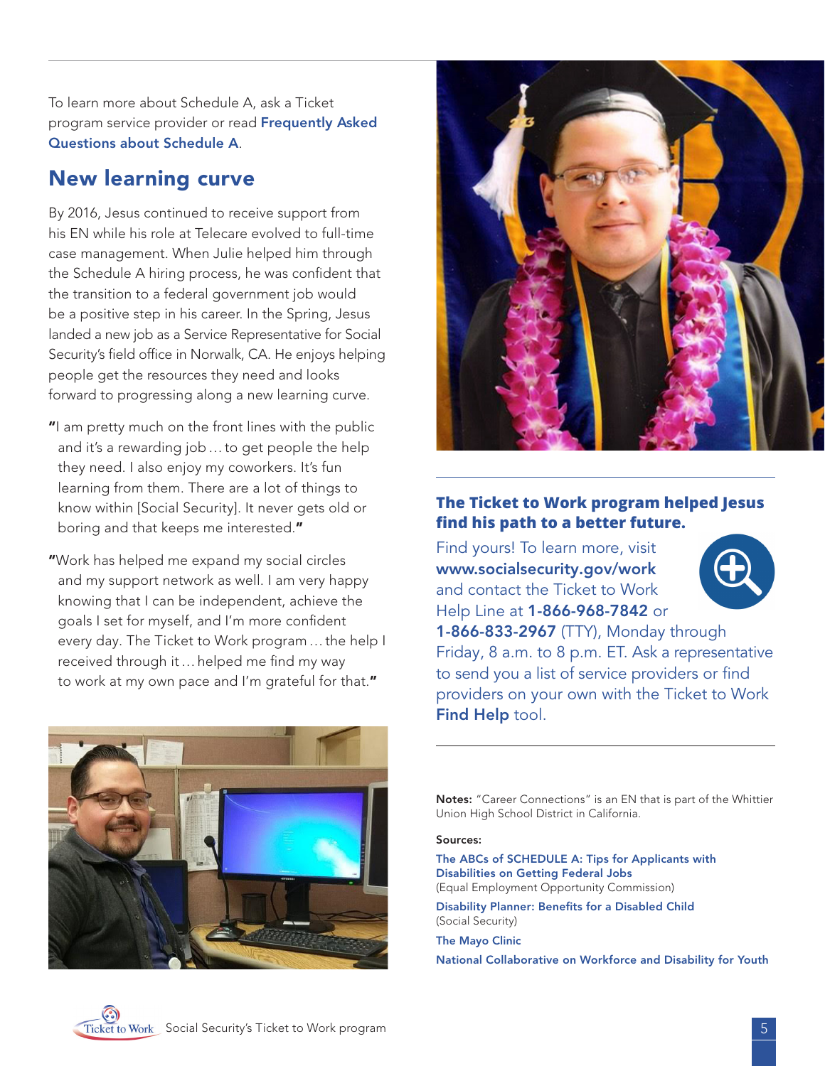To learn more about Schedule A, ask a Ticket program service provider or read **Frequently Asked Questions about Schedule A**.

## New learning curve

By 2016, Jesus continued to receive support from his EN while his role at Telecare evolved to full-time case management. When Julie helped him through the Schedule A hiring process, he was confident that the transition to a federal government job would be a positive step in his career. In the Spring, Jesus landed a new job as a Service Representative for Social Security's field office in Norwalk, CA. He enjoys helping people get the resources they need and looks forward to progressing along a new learning curve.

"I am pretty much on the front lines with the public and it's a rewarding job … to get people the help they need. I also enjoy my coworkers. It's fun learning from them. There are a lot of things to know within [Social Security]. It never gets old or boring and that keeps me interested."

"Work has helped me expand my social circles and my support network as well. I am very happy knowing that I can be independent, achieve the goals I set for myself, and I'm more confident every day. The Ticket to Work program … the help I received through it … helped me find my way to work at my own pace and I'm grateful for that."

**The Ticket to Work program helped Jesus find his path to a better future.**

Find yours! To learn more, visit **www.socialsecurity.gov/work** and contact the Ticket to Work Help Line at **1-866-968-7842** or **1-866-833-2967** (TTY), Monday through Friday, 8 a.m. to 8 p.m. ET. Ask a representative to send you a list of service providers or find providers on your own with the Ticket to Work **Find Help** tool.

**Notes:** "Career Connections" is an EN that is part of the Whittier Union High School District in California.

**Sources:**

**The ABCs of SCHEDULE A: Tips for Applicants with Disabilities on Getting Federal Jobs**
(Equal Employment Opportunity Commission)

**Disability Planner: Benefits for a Disabled Child**
(Social Security)

**The Mayo Clinic**

**National Collaborative on Workforce and Disability for Youth**